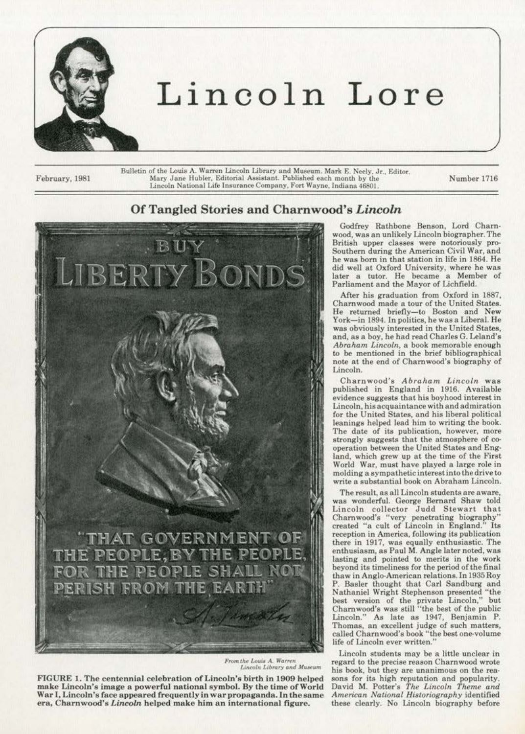# Lincoln Lore

February, 1981

Bulletin of the Louis A. Warren Lincoln Library and Museum. Mark E. Neely, Jr., Editor. Mary Jane Hubler, Editorial Assistant. Published each month by the Lincoln National Life Insurance Company, Fort Wayne, Indiana 46801.

Number 1716

## Of Tangled Stories and Charnwood's *Lincoln*

BUY LIBERTY BONDS

"THAT GOVERNMENT OF THE PEOPLE, BY THE PEOPLE, FOR THE PEOPLE SHALL NOT PERISH FROM THE EARTH"

A. Lincoln

*From the Louis A. Warren Lincoln Library and Museum*

**FIGURE 1. The centennial celebration of Lincoln's birth in 1909 helped make Lincoln's image a powerful national symbol. By the time of World War I, Lincoln's face appeared frequently in war propaganda. In the same era, Charnwood's *Lincoln* helped make him an international figure.**

Godfrey Rathbone Benson, Lord Charnwood, was an unlikely Lincoln biographer. The British upper classes were notoriously pro-Southern during the American Civil War, and he was born in that station in life in 1864. He did well at Oxford University, where he was later a tutor. He became a Member of Parliament and the Mayor of Lichfield.

After his graduation from Oxford in 1887, Charnwood made a tour of the United States. He returned briefly—to Boston and New York—in 1894. In politics, he was a Liberal. He was obviously interested in the United States, and, as a boy, he had read Charles G. Leland's *Abraham Lincoln*, a book memorable enough to be mentioned in the brief bibliographical note at the end of Charnwood's biography of Lincoln.

Charnwood's *Abraham Lincoln* was published in England in 1916. Available evidence suggests that his boyhood interest in Lincoln, his acquaintance with and admiration for the United States, and his liberal political leanings helped lead him to writing the book. The date of its publication, however, more strongly suggests that the atmosphere of co-operation between the United States and England, which grew up at the time of the First World War, must have played a large role in molding a sympathetic interest into the drive to write a substantial book on Abraham Lincoln.

The result, as all Lincoln students are aware, was wonderful. George Bernard Shaw told Lincoln collector Judd Stewart that Charnwood's "very penetrating biography" created "a cult of Lincoln in England." Its reception in America, following its publication there in 1917, was equally enthusiastic. The enthusiasm, as Paul M. Angle later noted, was lasting and pointed to merits in the work beyond its timeliness for the period of the final thaw in Anglo-American relations. In 1935 Roy P. Basler thought that Carl Sandburg and Nathaniel Wright Stephenson presented "the best version of the private Lincoln," but Charnwood's was still "the best of the public Lincoln." As late as 1947, Benjamin P. Thomas, an excellent judge of such matters, called Charnwood's book "the best one-volume life of Lincoln ever written."

Lincoln students may be a little unclear in regard to the precise reason Charnwood wrote his book, but they are unanimous on the reasons for its high reputation and popularity. David M. Potter's *The Lincoln Theme and American National Historiography* identified these clearly. No Lincoln biography before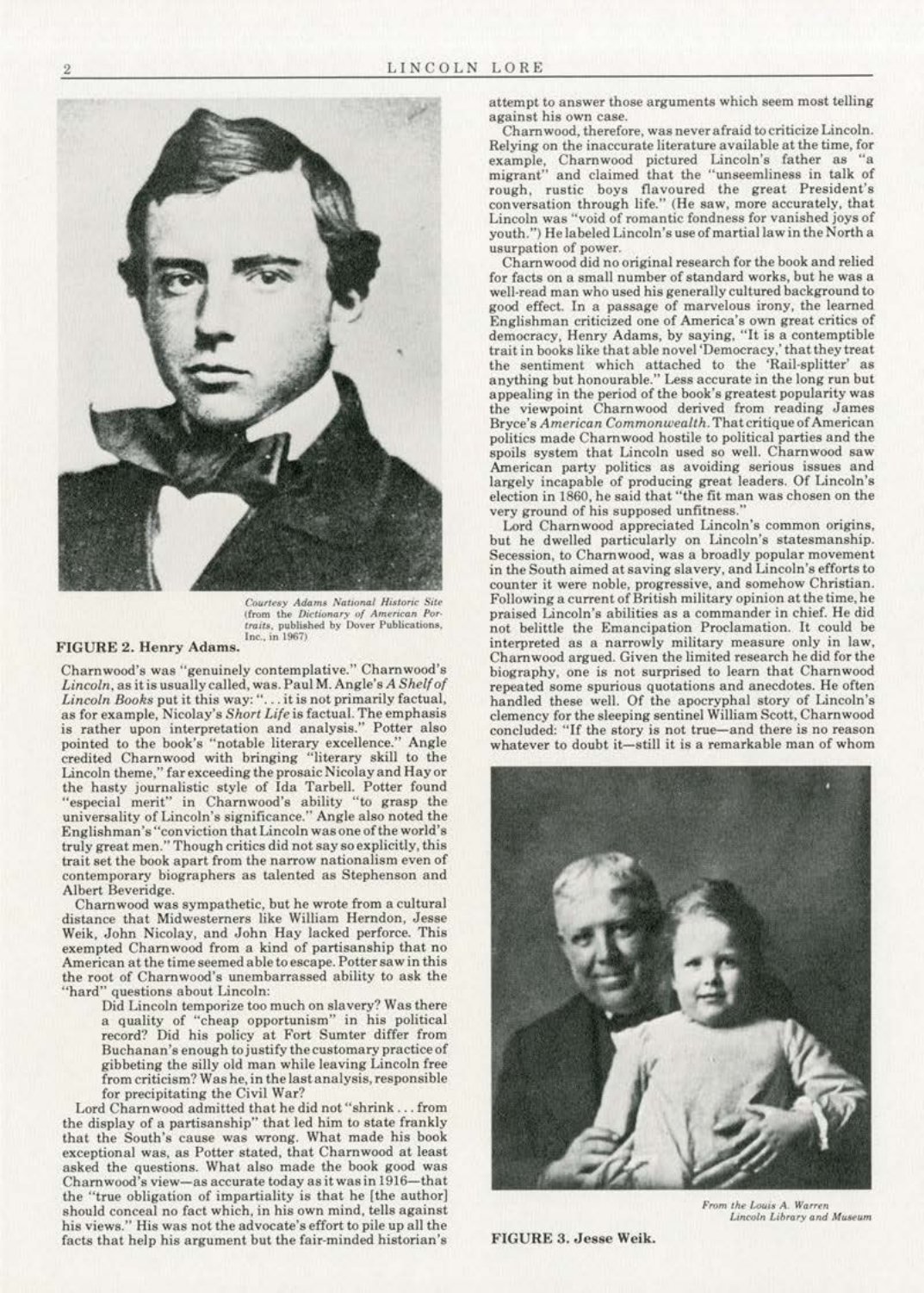Courtesy Adams National Historic Site (from the *Dictionary of American Portraits*, published by Dover Publications, Inc., in 1967)

**FIGURE 2. Henry Adams.**

Charnwood's was "genuinely contemplative." Charnwood's *Lincoln*, as it is usually called, was. Paul M. Angle's *A Shelf of Lincoln Books* put it this way: "... it is not primarily factual, as for example, Nicolay's *Short Life* is factual. The emphasis is rather upon interpretation and analysis." Potter also pointed to the book's "notable literary excellence." Angle credited Charnwood with bringing "literary skill to the Lincoln theme," far exceeding the prosaic Nicolay and Hay or the hasty journalistic style of Ida Tarbell. Potter found "especial merit" in Charnwood's ability "to grasp the universality of Lincoln's significance." Angle also noted the Englishman's "conviction that Lincoln was one of the world's truly great men." Though critics did not say so explicitly, this trait set the book apart from the narrow nationalism even of contemporary biographers as talented as Stephenson and Albert Beveridge.

Charnwood was sympathetic, but he wrote from a cultural distance that Midwesterners like William Herndon, Jesse Weik, John Nicolay, and John Hay lacked perforce. This exempted Charnwood from a kind of partisanship that no American at the time seemed able to escape. Potter saw in this the root of Charnwood's unembarrassed ability to ask the "hard" questions about Lincoln:

> Did Lincoln temporize too much on slavery? Was there a quality of "cheap opportunism" in his political record? Did his policy at Fort Sumter differ from Buchanan's enough to justify the customary practice of gibbeting the silly old man while leaving Lincoln free from criticism? Was he, in the last analysis, responsible for precipitating the Civil War?

Lord Charnwood admitted that he did not "shrink ... from the display of a partisanship" that led him to state frankly that the South's cause was wrong. What made his book exceptional was, as Potter stated, that Charnwood at least asked the questions. What also made the book good was Charnwood's view—as accurate today as it was in 1916—that the "true obligation of impartiality is that he [the author] should conceal no fact which, in his own mind, tells against his views." His was not the advocate's effort to pile up all the facts that help his argument but the fair-minded historian's attempt to answer those arguments which seem most telling against his own case.

Charnwood, therefore, was never afraid to criticize Lincoln. Relying on the inaccurate literature available at the time, for example, Charnwood pictured Lincoln's father as "a migrant" and claimed that the "unseemliness in talk of rough, rustic boys flavoured the great President's conversation through life." (He saw, more accurately, that Lincoln was "void of romantic fondness for vanished joys of youth.") He labeled Lincoln's use of martial law in the North a usurpation of power.

Charnwood did no original research for the book and relied for facts on a small number of standard works, but he was a well-read man who used his generally cultured background to good effect. In a passage of marvelous irony, the learned Englishman criticized one of America's own great critics of democracy, Henry Adams, by saying, "It is a contemptible trait in books like that able novel 'Democracy,' that they treat the sentiment which attached to the 'Rail-splitter' as anything but honourable." Less accurate in the long run but appealing in the period of the book's greatest popularity was the viewpoint Charnwood derived from reading James Bryce's *American Commonwealth*. That critique of American politics made Charnwood hostile to political parties and the spoils system that Lincoln used so well. Charnwood saw American party politics as avoiding serious issues and largely incapable of producing great leaders. Of Lincoln's election in 1860, he said that "the fit man was chosen on the very ground of his supposed unfitness."

Lord Charnwood appreciated Lincoln's common origins, but he dwelled particularly on Lincoln's statesmanship. Secession, to Charnwood, was a broadly popular movement in the South aimed at saving slavery, and Lincoln's efforts to counter it were noble, progressive, and somehow Christian. Following a current of British military opinion at the time, he praised Lincoln's abilities as a commander in chief. He did not belittle the Emancipation Proclamation. It could be interpreted as a narrowly military measure only in law, Charnwood argued. Given the limited research he did for the biography, one is not surprised to learn that Charnwood repeated some spurious quotations and anecdotes. He often handled these well. Of the apocryphal story of Lincoln's clemency for the sleeping sentinel William Scott, Charnwood concluded: "If the story is not true—and there is no reason whatever to doubt it—still it is a remarkable man of whom

From the Louis A. Warren Lincoln Library and Museum

**FIGURE 3. Jesse Weik.**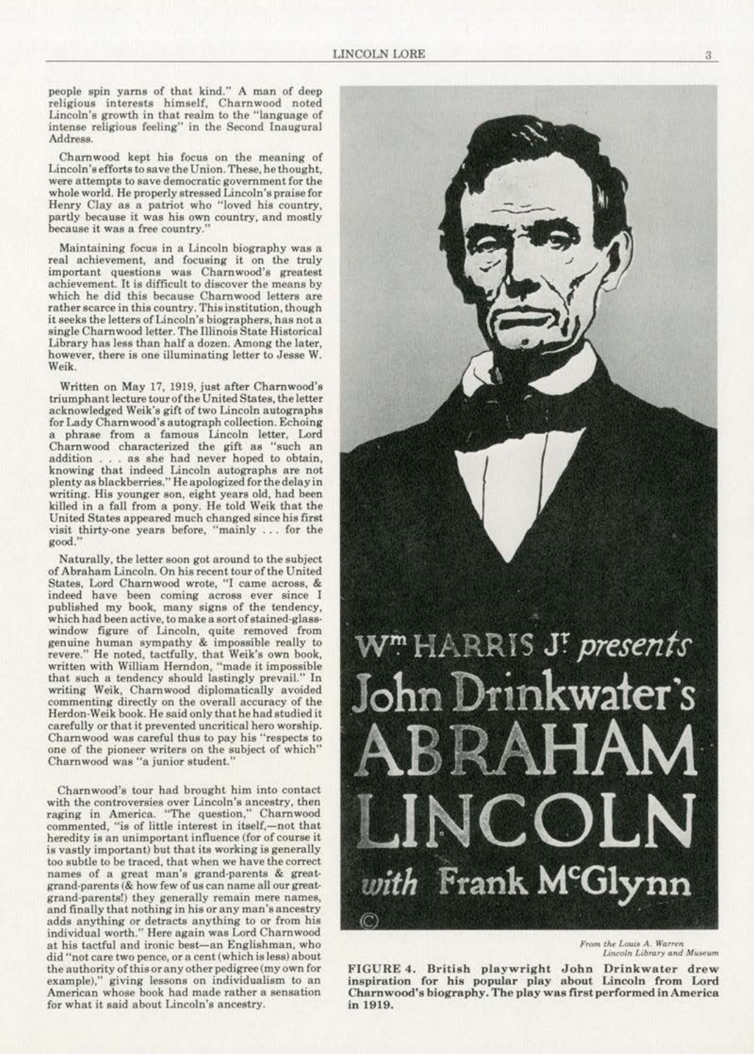people spin yarns of that kind." A man of deep religious interests himself, Charnwood noted Lincoln's growth in that realm to the "language of intense religious feeling" in the Second Inaugural Address.

Charnwood kept his focus on the meaning of Lincoln's efforts to save the Union. These, he thought, were attempts to save democratic government for the whole world. He properly stressed Lincoln's praise for Henry Clay as a patriot who "loved his country, partly because it was his own country, and mostly because it was a free country."

Maintaining focus in a Lincoln biography was a real achievement, and focusing it on the truly important questions was Charnwood's greatest achievement. It is difficult to discover the means by which he did this because Charnwood letters are rather scarce in this country. This institution, though it seeks the letters of Lincoln's biographers, has not a single Charnwood letter. The Illinois State Historical Library has less than half a dozen. Among the later, however, there is one illuminating letter to Jesse W. Weik.

Written on May 17, 1919, just after Charnwood's triumphant lecture tour of the United States, the letter acknowledged Weik's gift of two Lincoln autographs for Lady Charnwood's autograph collection. Echoing a phrase from a famous Lincoln letter, Lord Charnwood characterized the gift as "such an addition . . . as she had never hoped to obtain, knowing that indeed Lincoln autographs are not plenty as blackberries." He apologized for the delay in writing. His younger son, eight years old, had been killed in a fall from a pony. He told Weik that the United States appeared much changed since his first visit thirty-one years before, "mainly . . . for the good."

Naturally, the letter soon got around to the subject of Abraham Lincoln. On his recent tour of the United States, Lord Charnwood wrote, "I came across, & indeed have been coming across ever since I published my book, many signs of the tendency, which had been active, to make a sort of stained-glass-window figure of Lincoln, quite removed from genuine human sympathy & impossible really to revere." He noted, tactfully, that Weik's own book, written with William Herndon, "made it impossible that such a tendency should lastingly prevail." In writing Weik, Charnwood diplomatically avoided commenting directly on the overall accuracy of the Herdon-Weik book. He said only that he had studied it carefully or that it prevented uncritical hero worship. Charnwood was careful thus to pay his "respects to one of the pioneer writers on the subject of which" Charnwood was "a junior student."

Charnwood's tour had brought him into contact with the controversies over Lincoln's ancestry, then raging in America. "The question," Charnwood commented, "is of little interest in itself,—not that heredity is an unimportant influence (for of course it is vastly important) but that its working is generally too subtle to be traced, that when we have the correct names of a great man's grand-parents & great-grand-parents (& how few of us can name all our great-grand-parents!) they generally remain mere names, and finally that nothing in his or any man's ancestry adds anything or detracts anything to or from his individual worth." Here again was Lord Charnwood at his tactful and ironic best—an Englishman, who did "not care two pence, or a cent (which is less) about the authority of this or any other pedigree (my own for example)," giving lessons on individualism to an American whose book had made rather a sensation for what it said about Lincoln's ancestry.

Wm. HARRIS Jr. *presents*
John Drinkwater's
ABRAHAM LINCOLN
*with* Frank McGlynn

*From the Louis A. Warren Lincoln Library and Museum*

FIGURE 4. British playwright John Drinkwater drew inspiration for his popular play about Lincoln from Lord Charnwood's biography. The play was first performed in America in 1919.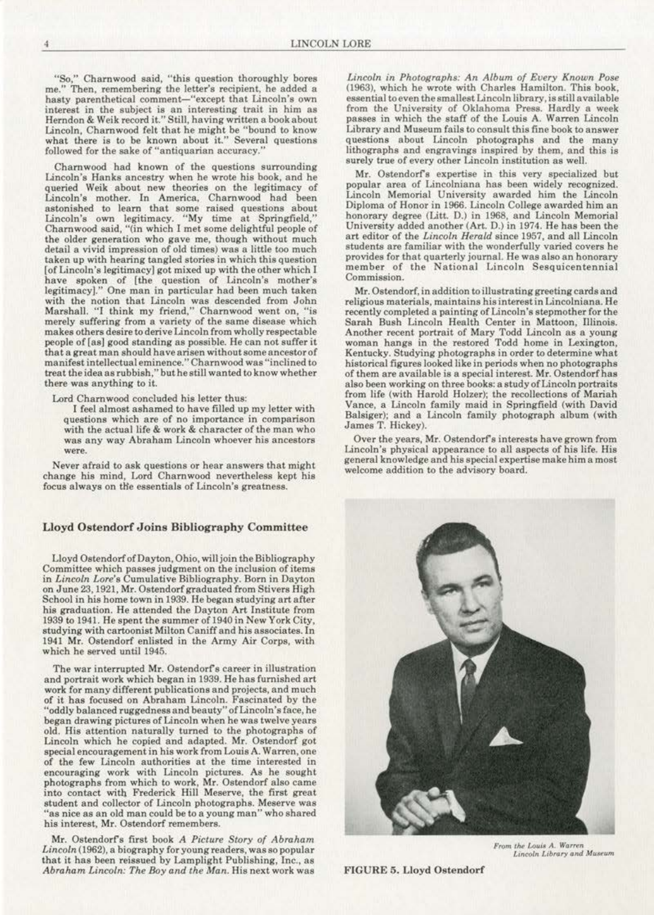"So," Charnwood said, "this question thoroughly bores me." Then, remembering the letter's recipient, he added a hasty parenthetical comment—"except that Lincoln's own interest in the subject is an interesting trait in him as Herndon & Weik record it." Still, having written a book about Lincoln, Charnwood felt that he might be "bound to know what there is to be known about it." Several questions followed for the sake of "antiquarian accuracy."

Charnwood had known of the questions surrounding Lincoln's Hanks ancestry when he wrote his book, and he queried Weik about new theories on the legitimacy of Lincoln's mother. In America, Charnwood had been astonished to learn that some raised questions about Lincoln's own legitimacy. "My time at Springfield," Charnwood said, "(in which I met some delightful people of the older generation who gave me, though without much detail a vivid impression of old times) was a little too much taken up with hearing tangled stories in which this question [of Lincoln's legitimacy] got mixed up with the other which I have spoken of [the question of Lincoln's mother's legitimacy]." One man in particular had been much taken with the notion that Lincoln was descended from John Marshall. "I think my friend," Charnwood went on, "is merely suffering from a variety of the same disease which makes others desire to derive Lincoln from wholly respectable people of [as] good standing as possible. He can not suffer it that a great man should have arisen without some ancestor of manifest intellectual eminence." Charnwood was "inclined to treat the idea as rubbish," but he still wanted to know whether there was anything to it.

Lord Charnwood concluded his letter thus:

> I feel almost ashamed to have filled up my letter with questions which are of no importance in comparison with the actual life & work & character of the man who was any way Abraham Lincoln whoever his ancestors were.

Never afraid to ask questions or hear answers that might change his mind, Lord Charnwood nevertheless kept his focus always on the essentials of Lincoln's greatness.

## Lloyd Ostendorf Joins Bibliography Committee

Lloyd Ostendorf of Dayton, Ohio, will join the Bibliography Committee which passes judgment on the inclusion of items in *Lincoln Lore*'s Cumulative Bibliography. Born in Dayton on June 23, 1921, Mr. Ostendorf graduated from Stivers High School in his home town in 1939. He began studying art after his graduation. He attended the Dayton Art Institute from 1939 to 1941. He spent the summer of 1940 in New York City, studying with cartoonist Milton Caniff and his associates. In 1941 Mr. Ostendorf enlisted in the Army Air Corps, with which he served until 1945.

The war interrupted Mr. Ostendorf's career in illustration and portrait work which began in 1939. He has furnished art work for many different publications and projects, and much of it has focused on Abraham Lincoln. Fascinated by the "oddly balanced ruggedness and beauty" of Lincoln's face, he began drawing pictures of Lincoln when he was twelve years old. His attention naturally turned to the photographs of Lincoln which he copied and adapted. Mr. Ostendorf got special encouragement in his work from Louis A. Warren, one of the few Lincoln authorities at the time interested in encouraging work with Lincoln pictures. As he sought photographs from which to work, Mr. Ostendorf also came into contact with Frederick Hill Meserve, the first great student and collector of Lincoln photographs. Meserve was "as nice as an old man could be to a young man" who shared his interest, Mr. Ostendorf remembers.

Mr. Ostendorf's first book *A Picture Story of Abraham Lincoln* (1962), a biography for young readers, was so popular that it has been reissued by Lamplight Publishing, Inc., as *Abraham Lincoln: The Boy and the Man*. His next work was *Lincoln in Photographs: An Album of Every Known Pose* (1963), which he wrote with Charles Hamilton. This book, essential to even the smallest Lincoln library, is still available from the University of Oklahoma Press. Hardly a week passes in which the staff of the Louis A. Warren Lincoln Library and Museum fails to consult this fine book to answer questions about Lincoln photographs and the many lithographs and engravings inspired by them, and this is surely true of every other Lincoln institution as well.

Mr. Ostendorf's expertise in this very specialized but popular area of Lincolniana has been widely recognized. Lincoln Memorial University awarded him the Lincoln Diploma of Honor in 1966. Lincoln College awarded him an honorary degree (Litt. D.) in 1968, and Lincoln Memorial University added another (Art. D.) in 1974. He has been the art editor of the *Lincoln Herald* since 1957, and all Lincoln students are familiar with the wonderfully varied covers he provides for that quarterly journal. He was also an honorary member of the National Lincoln Sesquicentennial Commission.

Mr. Ostendorf, in addition to illustrating greeting cards and religious materials, maintains his interest in Lincolniana. He recently completed a painting of Lincoln's stepmother for the Sarah Bush Lincoln Health Center in Mattoon, Illinois. Another recent portrait of Mary Todd Lincoln as a young woman hangs in the restored Todd home in Lexington, Kentucky. Studying photographs in order to determine what historical figures looked like in periods when no photographs of them are available is a special interest. Mr. Ostendorf has also been working on three books: a study of Lincoln portraits from life (with Harold Holzer); the recollections of Mariah Vance, a Lincoln family maid in Springfield (with David Balsiger); and a Lincoln family photograph album (with James T. Hickey).

Over the years, Mr. Ostendorf's interests have grown from Lincoln's physical appearance to all aspects of his life. His general knowledge and his special expertise make him a most welcome addition to the advisory board.

*From the Louis A. Warren Lincoln Library and Museum*

**FIGURE 5. Lloyd Ostendorf**